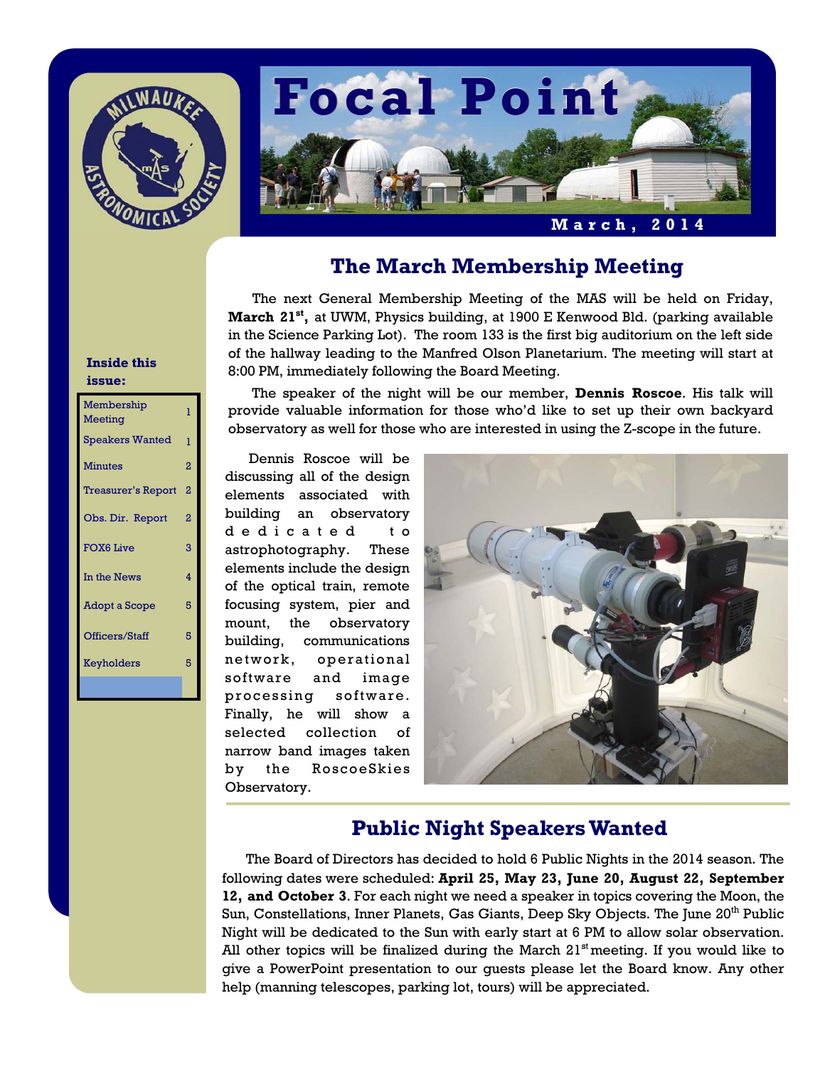# Focal Point

March, 2014

**Inside this issue:**

| Section | Page |
|---|---|
| Membership Meeting | 1 |
| Speakers Wanted | 1 |
| Minutes | 2 |
| Treasurer's Report | 2 |
| Obs. Dir. Report | 2 |
| FOX6 Live | 3 |
| In the News | 4 |
| Adopt a Scope | 5 |
| Officers/Staff | 5 |
| Keyholders | 5 |

## The March Membership Meeting

The next General Membership Meeting of the MAS will be held on Friday, **March 21st,** at UWM, Physics building, at 1900 E Kenwood Bld. (parking available in the Science Parking Lot). The room 133 is the first big auditorium on the left side of the hallway leading to the Manfred Olson Planetarium. The meeting will start at 8:00 PM, immediately following the Board Meeting.

The speaker of the night will be our member, **Dennis Roscoe**. His talk will provide valuable information for those who'd like to set up their own backyard observatory as well for those who are interested in using the Z-scope in the future.

Dennis Roscoe will be discussing all of the design elements associated with building an observatory dedicated to astrophotography. These elements include the design of the optical train, remote focusing system, pier and mount, the observatory building, communications network, operational software and image processing software. Finally, he will show a selected collection of narrow band images taken by the RoscoeSkies Observatory.

## Public Night Speakers Wanted

The Board of Directors has decided to hold 6 Public Nights in the 2014 season. The following dates were scheduled: **April 25, May 23, June 20, August 22, September 12, and October 3**. For each night we need a speaker in topics covering the Moon, the Sun, Constellations, Inner Planets, Gas Giants, Deep Sky Objects. The June 20th Public Night will be dedicated to the Sun with early start at 6 PM to allow solar observation. All other topics will be finalized during the March 21st meeting. If you would like to give a PowerPoint presentation to our guests please let the Board know. Any other help (manning telescopes, parking lot, tours) will be appreciated.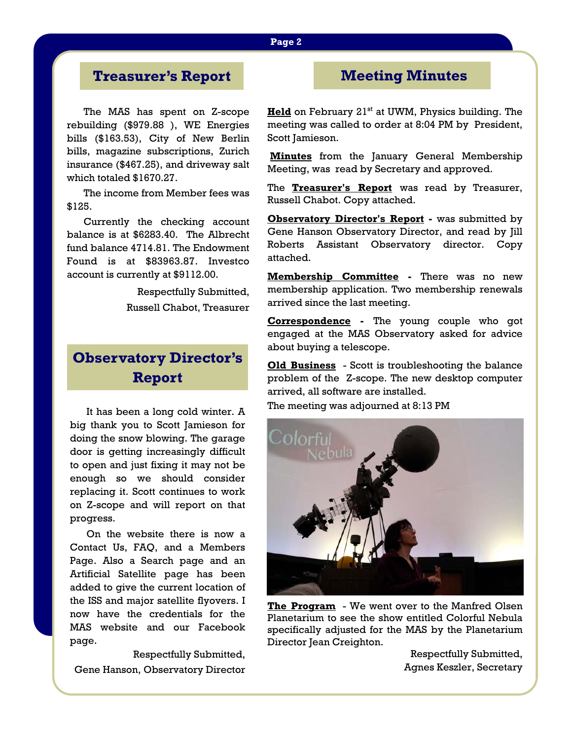## Treasurer's Report

The MAS has spent on Z-scope rebuilding ($979.88 ), WE Energies bills ($163.53), City of New Berlin bills, magazine subscriptions, Zurich insurance ($467.25), and driveway salt which totaled $1670.27.

The income from Member fees was $125.

Currently the checking account balance is at $6283.40. The Albrecht fund balance 4714.81. The Endowment Found is at $83963.87. Investco account is currently at $9112.00.

Respectfully Submitted,
Russell Chabot, Treasurer

## Observatory Director's Report

It has been a long cold winter. A big thank you to Scott Jamieson for doing the snow blowing. The garage door is getting increasingly difficult to open and just fixing it may not be enough so we should consider replacing it. Scott continues to work on Z-scope and will report on that progress.

On the website there is now a Contact Us, FAQ, and a Members Page. Also a Search page and an Artificial Satellite page has been added to give the current location of the ISS and major satellite flyovers. I now have the credentials for the MAS website and our Facebook page.

Respectfully Submitted,
Gene Hanson, Observatory Director

## Meeting Minutes

**Held** on February 21st at UWM, Physics building. The meeting was called to order at 8:04 PM by President, Scott Jamieson.

**Minutes** from the January General Membership Meeting, was read by Secretary and approved.

The **Treasurer's Report** was read by Treasurer, Russell Chabot. Copy attached.

**Observatory Director's Report -** was submitted by Gene Hanson Observatory Director, and read by Jill Roberts Assistant Observatory director. Copy attached.

**Membership Committee -** There was no new membership application. Two membership renewals arrived since the last meeting.

**Correspondence -** The young couple who got engaged at the MAS Observatory asked for advice about buying a telescope.

**Old Business** - Scott is troubleshooting the balance problem of the Z-scope. The new desktop computer arrived, all software are installed.

The meeting was adjourned at 8:13 PM

**The Program** - We went over to the Manfred Olsen Planetarium to see the show entitled Colorful Nebula specifically adjusted for the MAS by the Planetarium Director Jean Creighton.

Respectfully Submitted,
Agnes Keszler, Secretary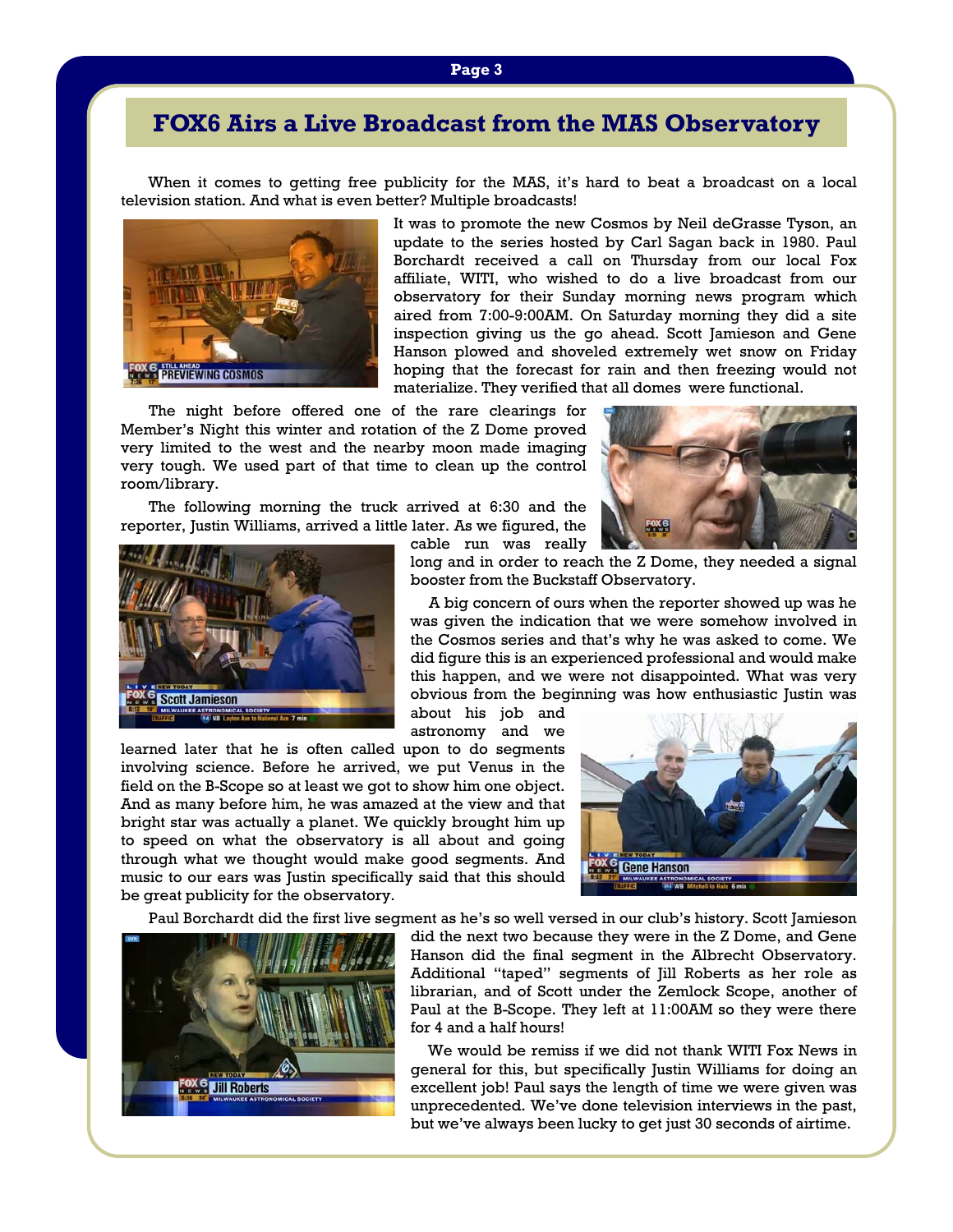# FOX6 Airs a Live Broadcast from the MAS Observatory

When it comes to getting free publicity for the MAS, it's hard to beat a broadcast on a local television station. And what is even better? Multiple broadcasts!

It was to promote the new Cosmos by Neil deGrasse Tyson, an update to the series hosted by Carl Sagan back in 1980. Paul Borchardt received a call on Thursday from our local Fox affiliate, WITI, who wished to do a live broadcast from our observatory for their Sunday morning news program which aired from 7:00-9:00AM. On Saturday morning they did a site inspection giving us the go ahead. Scott Jamieson and Gene Hanson plowed and shoveled extremely wet snow on Friday hoping that the forecast for rain and then freezing would not materialize. They verified that all domes were functional.

The night before offered one of the rare clearings for Member's Night this winter and rotation of the Z Dome proved very limited to the west and the nearby moon made imaging very tough. We used part of that time to clean up the control room/library.

The following morning the truck arrived at 6:30 and the reporter, Justin Williams, arrived a little later. As we figured, the cable run was really long and in order to reach the Z Dome, they needed a signal booster from the Buckstaff Observatory.

A big concern of ours when the reporter showed up was he was given the indication that we were somehow involved in the Cosmos series and that's why he was asked to come. We did figure this is an experienced professional and would make this happen, and we were not disappointed. What was very obvious from the beginning was how enthusiastic Justin was about his job and astronomy and we learned later that he is often called upon to do segments involving science. Before he arrived, we put Venus in the field on the B-Scope so at least we got to show him one object. And as many before him, he was amazed at the view and that bright star was actually a planet. We quickly brought him up to speed on what the observatory is all about and going through what we thought would make good segments. And music to our ears was Justin specifically said that this should be great publicity for the observatory.

Paul Borchardt did the first live segment as he's so well versed in our club's history. Scott Jamieson did the next two because they were in the Z Dome, and Gene Hanson did the final segment in the Albrecht Observatory. Additional "taped" segments of Jill Roberts as her role as librarian, and of Scott under the Zemlock Scope, another of Paul at the B-Scope. They left at 11:00AM so they were there for 4 and a half hours!

We would be remiss if we did not thank WITI Fox News in general for this, but specifically Justin Williams for doing an excellent job! Paul says the length of time we were given was unprecedented. We've done television interviews in the past, but we've always been lucky to get just 30 seconds of airtime.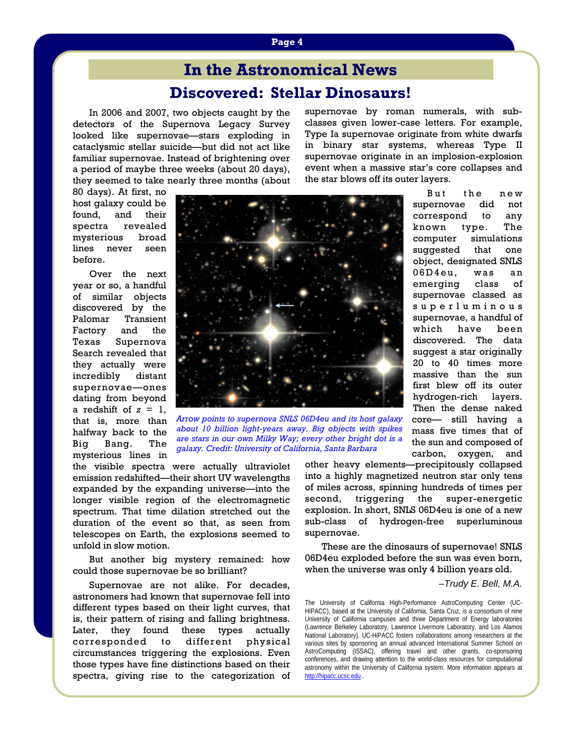# In the Astronomical News

## Discovered: Stellar Dinosaurs!

In 2006 and 2007, two objects caught by the detectors of the Supernova Legacy Survey looked like supernovae—stars exploding in cataclysmic stellar suicide—but did not act like familiar supernovae. Instead of brightening over a period of maybe three weeks (about 20 days), they seemed to take nearly three months (about 80 days). At first, no host galaxy could be found, and their spectra revealed mysterious broad lines never seen before.

Over the next year or so, a handful of similar objects discovered by the Palomar Transient Factory and the Texas Supernova Search revealed that they actually were incredibly distant supernovae—ones dating from beyond a redshift of $z = 1$, that is, more than halfway back to the Big Bang. The mysterious lines in the visible spectra were actually ultraviolet emission redshifted—their short UV wavelengths expanded by the expanding universe—into the longer visible region of the electromagnetic spectrum. That time dilation stretched out the duration of the event so that, as seen from telescopes on Earth, the explosions seemed to unfold in slow motion.

*Arrow points to supernova SNLS 06D4eu and its host galaxy about 10 billion light-years away. Big objects with spikes are stars in our own Milky Way; every other bright dot is a galaxy. Credit: University of California, Santa Barbara*

But another big mystery remained: how could those supernovae be so brilliant?

Supernovae are not alike. For decades, astronomers had known that supernovae fell into different types based on their light curves, that is, their pattern of rising and falling brightness. Later, they found these types actually corresponded to different physical circumstances triggering the explosions. Even those types have fine distinctions based on their spectra, giving rise to the categorization of supernovae by roman numerals, with sub-classes given lower-case letters. For example, Type Ia supernovae originate from white dwarfs in binary star systems, whereas Type II supernovae originate in an implosion-explosion event when a massive star's core collapses and the star blows off its outer layers.

But the new supernovae did not correspond to any known type. The computer simulations suggested that one object, designated SNLS 06D4eu, was an emerging class of supernovae classed as superluminous supernovae, a handful of which have been discovered. The data suggest a star originally 20 to 40 times more massive than the sun first blew off its outer hydrogen-rich layers. Then the dense naked core— still having a mass five times that of the sun and composed of carbon, oxygen, and other heavy elements—precipitously collapsed into a highly magnetized neutron star only tens of miles across, spinning hundreds of times per second, triggering the super-energetic explosion. In short, SNLS 06D4eu is one of a new sub-class of hydrogen-free superluminous supernovae.

These are the dinosaurs of supernovae! SNLS 06D4eu exploded before the sun was even born, when the universe was only 4 billion years old.

*–Trudy E. Bell, M.A.*

The University of California High-Performance AstroComputing Center (UC-HIPACC), based at the University of California, Santa Cruz, is a consortium of nine University of California campuses and three Department of Energy laboratories (Lawrence Berkeley Laboratory, Lawrence Livermore Laboratory, and Los Alamos National Laboratory). UC-HiPACC fosters collaborations among researchers at the various sites by sponsoring an annual advanced International Summer School on AstroComputing (ISSAC), offering travel and other grants, co-sponsoring conferences, and drawing attention to the world-class resources for computational astronomy within the University of California system. More information appears at http://hipacc.ucsc.edu .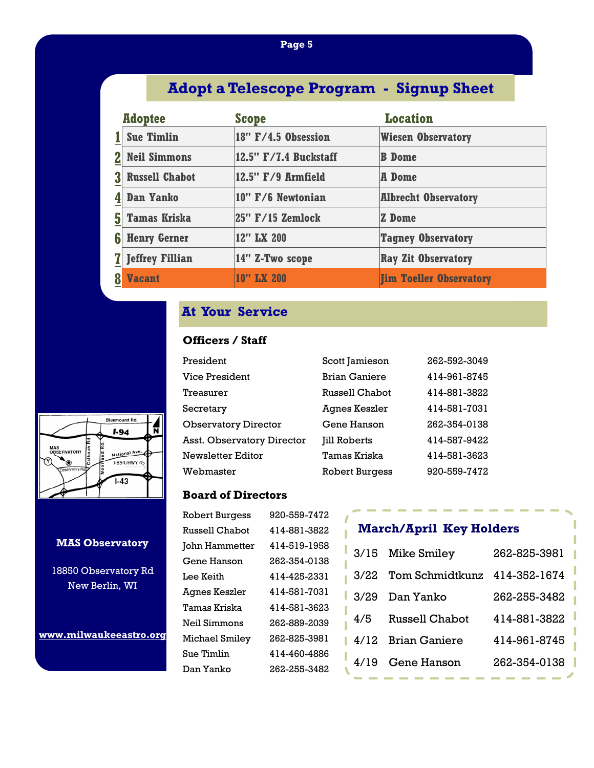## Adopt a Telescope Program - Signup Sheet

| | Adoptee | Scope | Location |
|---|---|---|---|
| 1 | Sue Timlin | 18" F/4.5 Obsession | Wiesen Observatory |
| 2 | Neil Simmons | 12.5" F/7.4 Buckstaff | B Dome |
| 3 | Russell Chabot | 12.5" F/9 Armfield | A Dome |
| 4 | Dan Yanko | 10" F/6 Newtonian | Albrecht Observatory |
| 5 | Tamas Kriska | 25" F/15 Zemlock | Z Dome |
| 6 | Henry Gerner | 12" LX 200 | Tagney Observatory |
| 7 | Jeffrey Fillian | 14" Z-Two scope | Ray Zit Observatory |
| 8 | Vacant | 10" LX 200 | Jim Toeller Observatory |

## At Your Service

### Officers / Staff

| | | |
|---|---|---|
| President | Scott Jamieson | 262-592-3049 |
| Vice President | Brian Ganiere | 414-961-8745 |
| Treasurer | Russell Chabot | 414-881-3822 |
| Secretary | Agnes Keszler | 414-581-7031 |
| Observatory Director | Gene Hanson | 262-354-0138 |
| Asst. Observatory Director | Jill Roberts | 414-587-9422 |
| Newsletter Editor | Tamas Kriska | 414-581-3623 |
| Webmaster | Robert Burgess | 920-559-7472 |

### Board of Directors

| | |
|---|---|
| Robert Burgess | 920-559-7472 |
| Russell Chabot | 414-881-3822 |
| John Hammetter | 414-519-1958 |
| Gene Hanson | 262-354-0138 |
| Lee Keith | 414-425-2331 |
| Agnes Keszler | 414-581-7031 |
| Tamas Kriska | 414-581-3623 |
| Neil Simmons | 262-889-2039 |
| Michael Smiley | 262-825-3981 |
| Sue Timlin | 414-460-4886 |
| Dan Yanko | 262-255-3482 |

### March/April Key Holders

| | | |
|---|---|---|
| 3/15 | Mike Smiley | 262-825-3981 |
| 3/22 | Tom Schmidtkunz | 414-352-1674 |
| 3/29 | Dan Yanko | 262-255-3482 |
| 4/5 | Russell Chabot | 414-881-3822 |
| 4/12 | Brian Ganiere | 414-961-8745 |
| 4/19 | Gene Hanson | 262-354-0138 |

Bluemound Rd.
I-94
N
MAS OBSERVATORY
Calhoun Rd.
Moorland Rd.
National Ave.
I-894/HWY 45
Y
Observatory Rd
I-43

**MAS Observatory**

18850 Observatory Rd
New Berlin, WI

**www.milwaukeeastro.org**